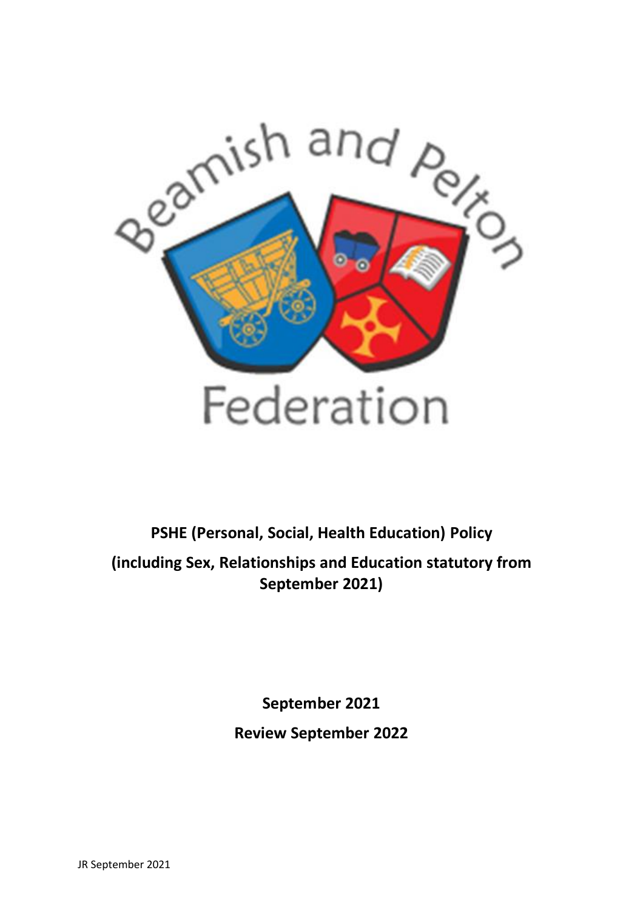Beamish and Pelton Federation

**PSHE (Personal, Social, Health Education) Policy**

**(including Sex, Relationships and Education statutory from September 2021)**

**September 2021**

**Review September 2022**

JR September 2021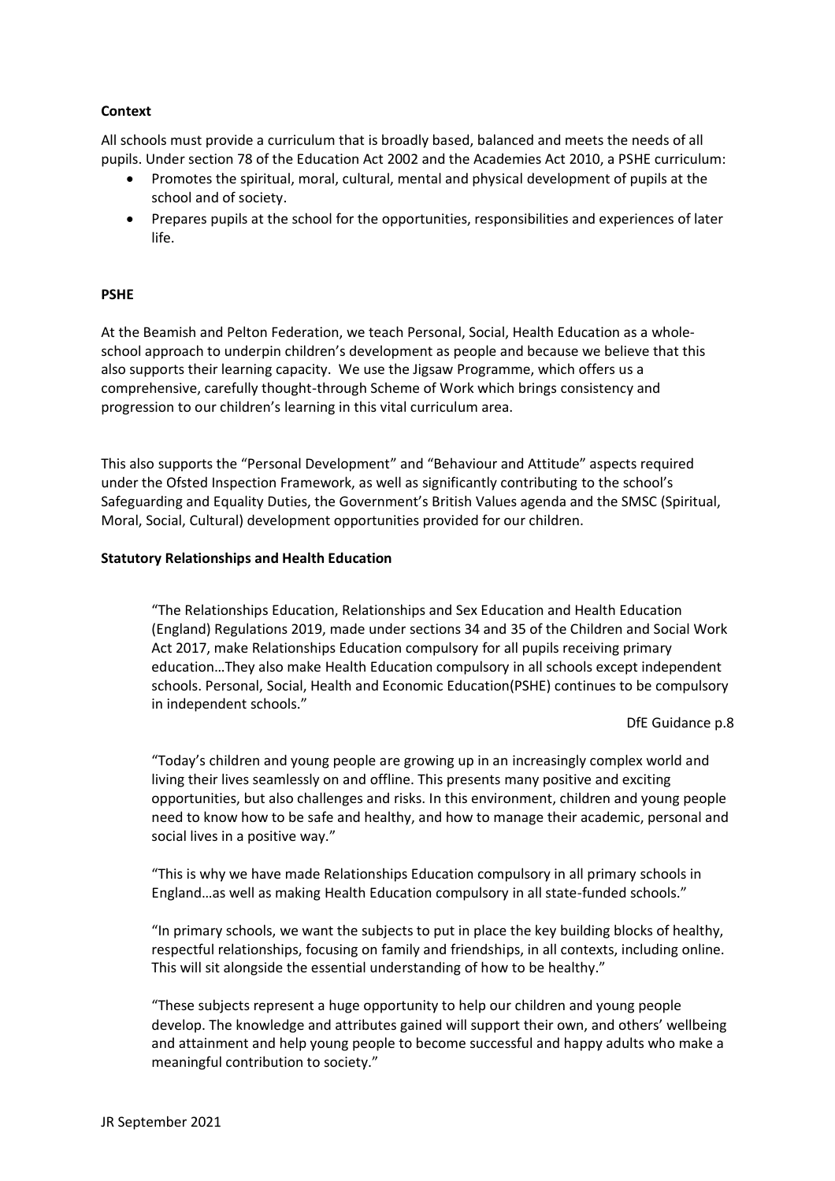**Context**

All schools must provide a curriculum that is broadly based, balanced and meets the needs of all pupils. Under section 78 of the Education Act 2002 and the Academies Act 2010, a PSHE curriculum:

- Promotes the spiritual, moral, cultural, mental and physical development of pupils at the school and of society.
- Prepares pupils at the school for the opportunities, responsibilities and experiences of later life.

**PSHE**

At the Beamish and Pelton Federation, we teach Personal, Social, Health Education as a whole-school approach to underpin children's development as people and because we believe that this also supports their learning capacity. We use the Jigsaw Programme, which offers us a comprehensive, carefully thought-through Scheme of Work which brings consistency and progression to our children's learning in this vital curriculum area.

This also supports the "Personal Development" and "Behaviour and Attitude" aspects required under the Ofsted Inspection Framework, as well as significantly contributing to the school's Safeguarding and Equality Duties, the Government's British Values agenda and the SMSC (Spiritual, Moral, Social, Cultural) development opportunities provided for our children.

**Statutory Relationships and Health Education**

> "The Relationships Education, Relationships and Sex Education and Health Education (England) Regulations 2019, made under sections 34 and 35 of the Children and Social Work Act 2017, make Relationships Education compulsory for all pupils receiving primary education…They also make Health Education compulsory in all schools except independent schools. Personal, Social, Health and Economic Education(PSHE) continues to be compulsory in independent schools."
>
> DfE Guidance p.8
>
> "Today's children and young people are growing up in an increasingly complex world and living their lives seamlessly on and offline. This presents many positive and exciting opportunities, but also challenges and risks. In this environment, children and young people need to know how to be safe and healthy, and how to manage their academic, personal and social lives in a positive way."
>
> "This is why we have made Relationships Education compulsory in all primary schools in England…as well as making Health Education compulsory in all state-funded schools."
>
> "In primary schools, we want the subjects to put in place the key building blocks of healthy, respectful relationships, focusing on family and friendships, in all contexts, including online. This will sit alongside the essential understanding of how to be healthy."
>
> "These subjects represent a huge opportunity to help our children and young people develop. The knowledge and attributes gained will support their own, and others' wellbeing and attainment and help young people to become successful and happy adults who make a meaningful contribution to society."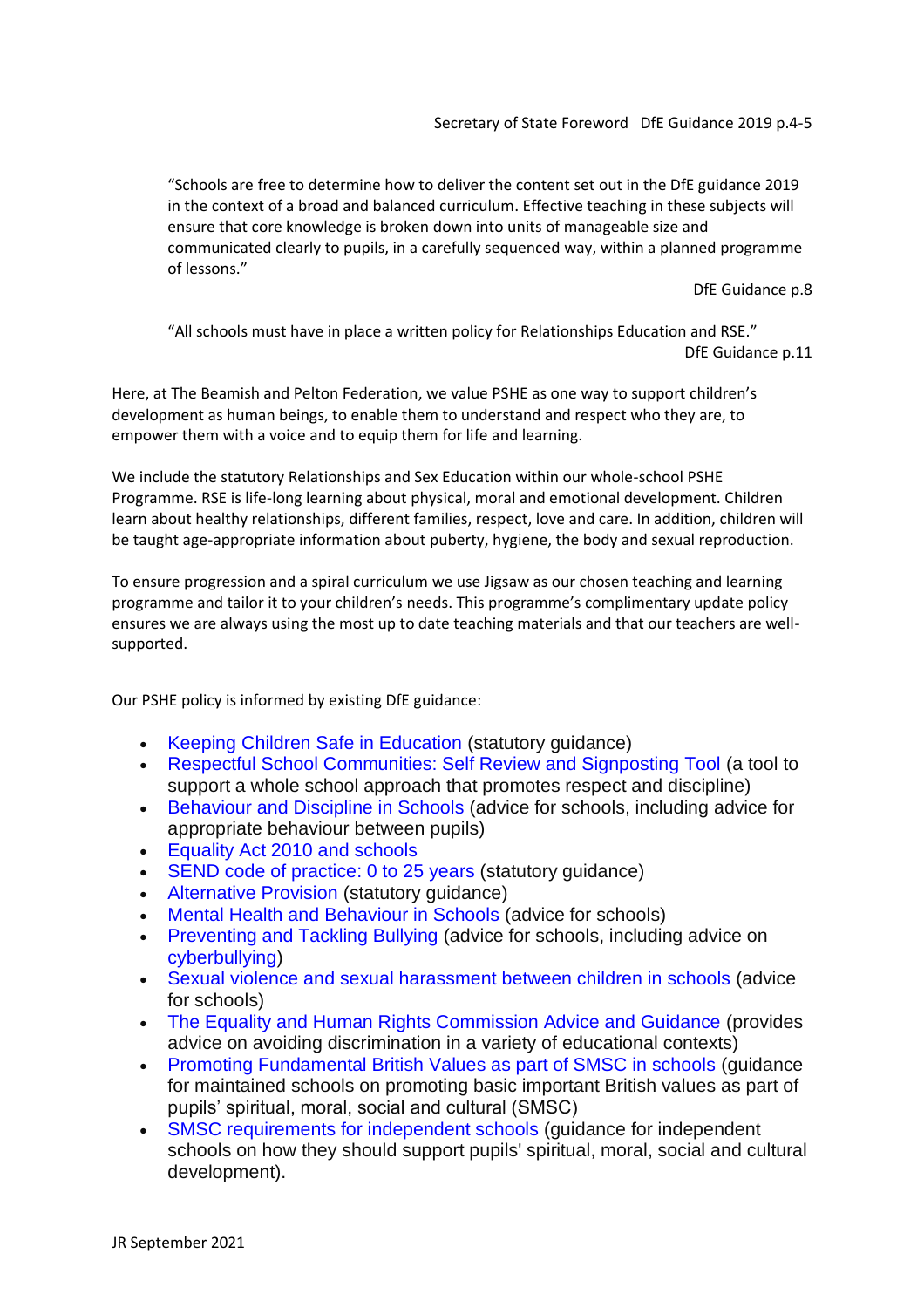Secretary of State Foreword DfE Guidance 2019 p.4-5

> "Schools are free to determine how to deliver the content set out in the DfE guidance 2019 in the context of a broad and balanced curriculum. Effective teaching in these subjects will ensure that core knowledge is broken down into units of manageable size and communicated clearly to pupils, in a carefully sequenced way, within a planned programme of lessons."
>
> DfE Guidance p.8

> "All schools must have in place a written policy for Relationships Education and RSE."
>
> DfE Guidance p.11

Here, at The Beamish and Pelton Federation, we value PSHE as one way to support children's development as human beings, to enable them to understand and respect who they are, to empower them with a voice and to equip them for life and learning.

We include the statutory Relationships and Sex Education within our whole-school PSHE Programme. RSE is life-long learning about physical, moral and emotional development. Children learn about healthy relationships, different families, respect, love and care. In addition, children will be taught age-appropriate information about puberty, hygiene, the body and sexual reproduction.

To ensure progression and a spiral curriculum we use Jigsaw as our chosen teaching and learning programme and tailor it to your children's needs. This programme's complimentary update policy ensures we are always using the most up to date teaching materials and that our teachers are well-supported.

Our PSHE policy is informed by existing DfE guidance:

- Keeping Children Safe in Education (statutory guidance)
- Respectful School Communities: Self Review and Signposting Tool (a tool to support a whole school approach that promotes respect and discipline)
- Behaviour and Discipline in Schools (advice for schools, including advice for appropriate behaviour between pupils)
- Equality Act 2010 and schools
- SEND code of practice: 0 to 25 years (statutory guidance)
- Alternative Provision (statutory guidance)
- Mental Health and Behaviour in Schools (advice for schools)
- Preventing and Tackling Bullying (advice for schools, including advice on cyberbullying)
- Sexual violence and sexual harassment between children in schools (advice for schools)
- The Equality and Human Rights Commission Advice and Guidance (provides advice on avoiding discrimination in a variety of educational contexts)
- Promoting Fundamental British Values as part of SMSC in schools (guidance for maintained schools on promoting basic important British values as part of pupils' spiritual, moral, social and cultural (SMSC)
- SMSC requirements for independent schools (guidance for independent schools on how they should support pupils' spiritual, moral, social and cultural development).

JR September 2021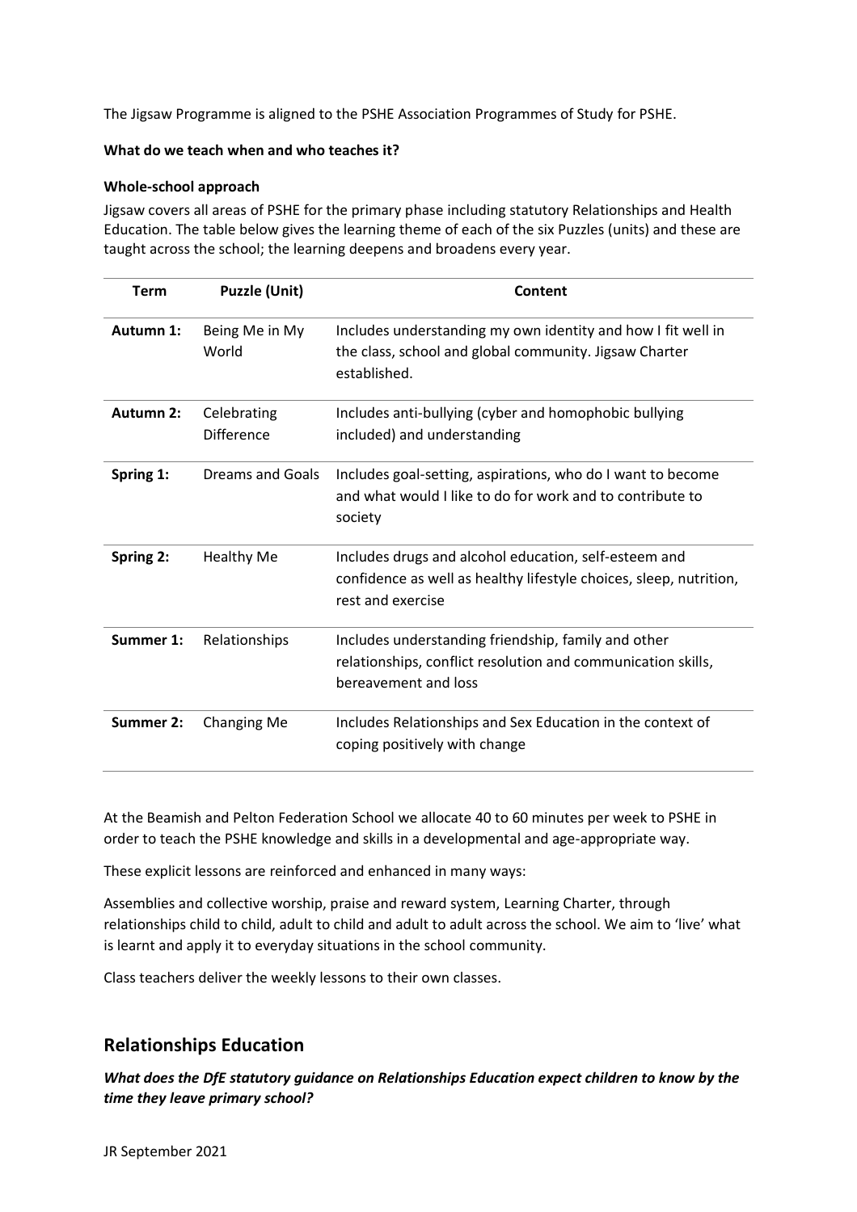The Jigsaw Programme is aligned to the PSHE Association Programmes of Study for PSHE.

**What do we teach when and who teaches it?**

**Whole-school approach**

Jigsaw covers all areas of PSHE for the primary phase including statutory Relationships and Health Education. The table below gives the learning theme of each of the six Puzzles (units) and these are taught across the school; the learning deepens and broadens every year.

| Term | Puzzle (Unit) | Content |
|---|---|---|
| **Autumn 1:** | Being Me in My World | Includes understanding my own identity and how I fit well in the class, school and global community. Jigsaw Charter established. |
| **Autumn 2:** | Celebrating Difference | Includes anti-bullying (cyber and homophobic bullying included) and understanding |
| **Spring 1:** | Dreams and Goals | Includes goal-setting, aspirations, who do I want to become and what would I like to do for work and to contribute to society |
| **Spring 2:** | Healthy Me | Includes drugs and alcohol education, self-esteem and confidence as well as healthy lifestyle choices, sleep, nutrition, rest and exercise |
| **Summer 1:** | Relationships | Includes understanding friendship, family and other relationships, conflict resolution and communication skills, bereavement and loss |
| **Summer 2:** | Changing Me | Includes Relationships and Sex Education in the context of coping positively with change |

At the Beamish and Pelton Federation School we allocate 40 to 60 minutes per week to PSHE in order to teach the PSHE knowledge and skills in a developmental and age-appropriate way.

These explicit lessons are reinforced and enhanced in many ways:

Assemblies and collective worship, praise and reward system, Learning Charter, through relationships child to child, adult to child and adult to adult across the school. We aim to 'live' what is learnt and apply it to everyday situations in the school community.

Class teachers deliver the weekly lessons to their own classes.

## Relationships Education

***What does the DfE statutory guidance on Relationships Education expect children to know by the time they leave primary school?***

JR September 2021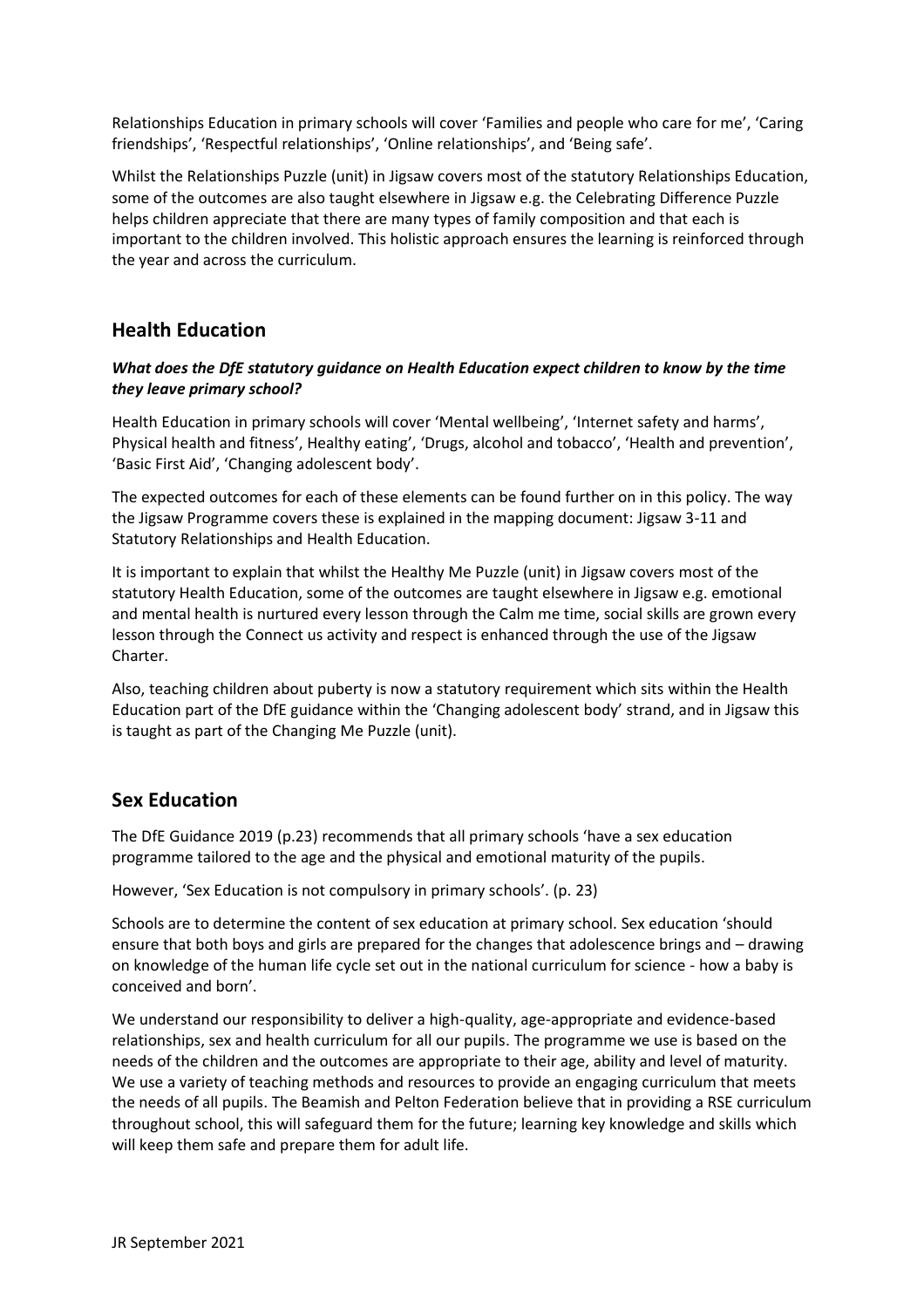Relationships Education in primary schools will cover 'Families and people who care for me', 'Caring friendships', 'Respectful relationships', 'Online relationships', and 'Being safe'.

Whilst the Relationships Puzzle (unit) in Jigsaw covers most of the statutory Relationships Education, some of the outcomes are also taught elsewhere in Jigsaw e.g. the Celebrating Difference Puzzle helps children appreciate that there are many types of family composition and that each is important to the children involved. This holistic approach ensures the learning is reinforced through the year and across the curriculum.

## Health Education

***What does the DfE statutory guidance on Health Education expect children to know by the time they leave primary school?***

Health Education in primary schools will cover 'Mental wellbeing', 'Internet safety and harms', Physical health and fitness', Healthy eating', 'Drugs, alcohol and tobacco', 'Health and prevention', 'Basic First Aid', 'Changing adolescent body'.

The expected outcomes for each of these elements can be found further on in this policy. The way the Jigsaw Programme covers these is explained in the mapping document: Jigsaw 3-11 and Statutory Relationships and Health Education.

It is important to explain that whilst the Healthy Me Puzzle (unit) in Jigsaw covers most of the statutory Health Education, some of the outcomes are taught elsewhere in Jigsaw e.g. emotional and mental health is nurtured every lesson through the Calm me time, social skills are grown every lesson through the Connect us activity and respect is enhanced through the use of the Jigsaw Charter.

Also, teaching children about puberty is now a statutory requirement which sits within the Health Education part of the DfE guidance within the 'Changing adolescent body' strand, and in Jigsaw this is taught as part of the Changing Me Puzzle (unit).

## Sex Education

The DfE Guidance 2019 (p.23) recommends that all primary schools 'have a sex education programme tailored to the age and the physical and emotional maturity of the pupils.

However, 'Sex Education is not compulsory in primary schools'. (p. 23)

Schools are to determine the content of sex education at primary school. Sex education 'should ensure that both boys and girls are prepared for the changes that adolescence brings and – drawing on knowledge of the human life cycle set out in the national curriculum for science - how a baby is conceived and born'.

We understand our responsibility to deliver a high-quality, age-appropriate and evidence-based relationships, sex and health curriculum for all our pupils. The programme we use is based on the needs of the children and the outcomes are appropriate to their age, ability and level of maturity. We use a variety of teaching methods and resources to provide an engaging curriculum that meets the needs of all pupils. The Beamish and Pelton Federation believe that in providing a RSE curriculum throughout school, this will safeguard them for the future; learning key knowledge and skills which will keep them safe and prepare them for adult life.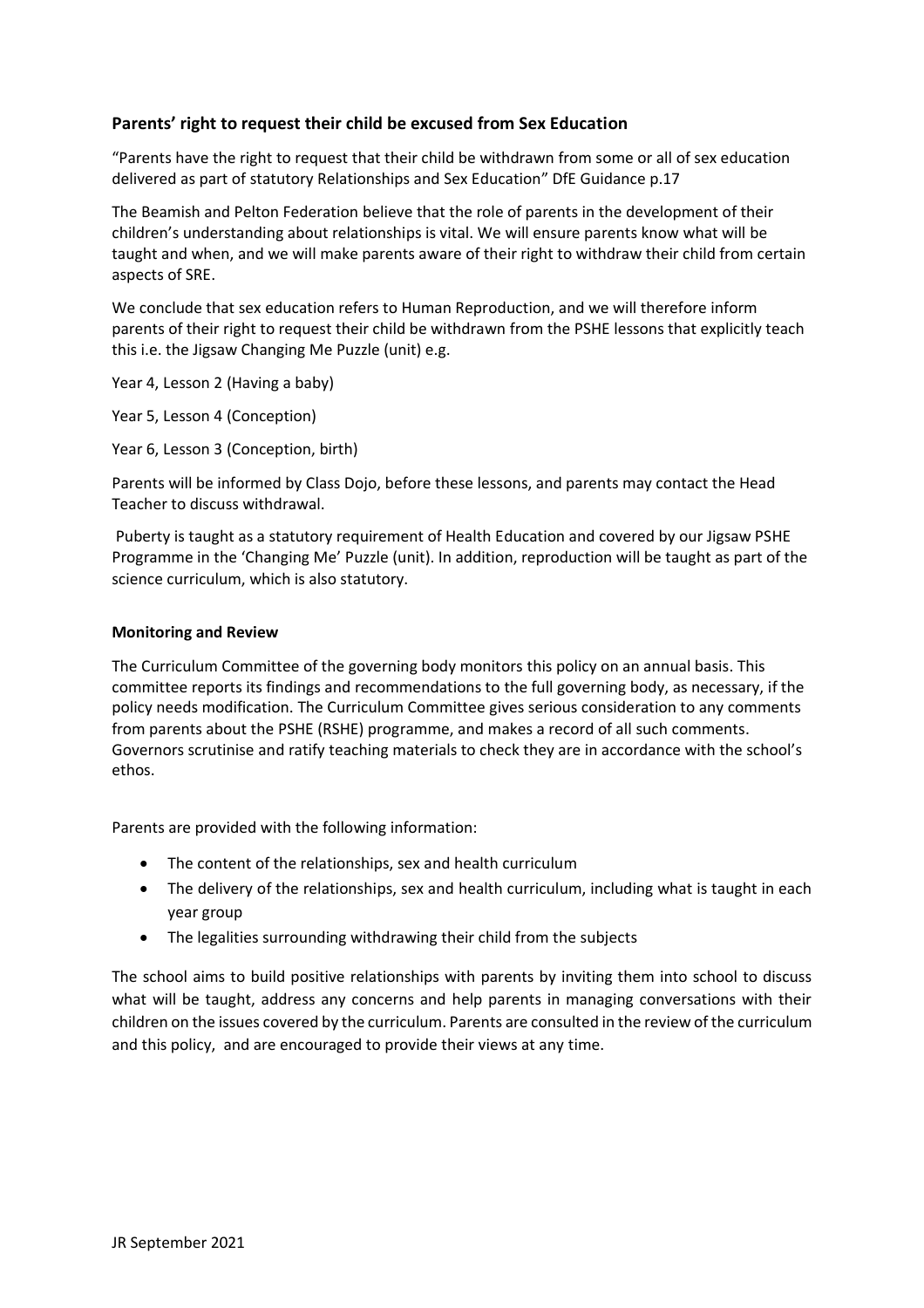## Parents' right to request their child be excused from Sex Education

"Parents have the right to request that their child be withdrawn from some or all of sex education delivered as part of statutory Relationships and Sex Education" DfE Guidance p.17

The Beamish and Pelton Federation believe that the role of parents in the development of their children's understanding about relationships is vital. We will ensure parents know what will be taught and when, and we will make parents aware of their right to withdraw their child from certain aspects of SRE.

We conclude that sex education refers to Human Reproduction, and we will therefore inform parents of their right to request their child be withdrawn from the PSHE lessons that explicitly teach this i.e. the Jigsaw Changing Me Puzzle (unit) e.g.

Year 4, Lesson 2 (Having a baby)

Year 5, Lesson 4 (Conception)

Year 6, Lesson 3 (Conception, birth)

Parents will be informed by Class Dojo, before these lessons, and parents may contact the Head Teacher to discuss withdrawal.

Puberty is taught as a statutory requirement of Health Education and covered by our Jigsaw PSHE Programme in the 'Changing Me' Puzzle (unit). In addition, reproduction will be taught as part of the science curriculum, which is also statutory.

### Monitoring and Review

The Curriculum Committee of the governing body monitors this policy on an annual basis. This committee reports its findings and recommendations to the full governing body, as necessary, if the policy needs modification. The Curriculum Committee gives serious consideration to any comments from parents about the PSHE (RSHE) programme, and makes a record of all such comments. Governors scrutinise and ratify teaching materials to check they are in accordance with the school's ethos.

Parents are provided with the following information:

- The content of the relationships, sex and health curriculum
- The delivery of the relationships, sex and health curriculum, including what is taught in each year group
- The legalities surrounding withdrawing their child from the subjects

The school aims to build positive relationships with parents by inviting them into school to discuss what will be taught, address any concerns and help parents in managing conversations with their children on the issues covered by the curriculum. Parents are consulted in the review of the curriculum and this policy, and are encouraged to provide their views at any time.

JR September 2021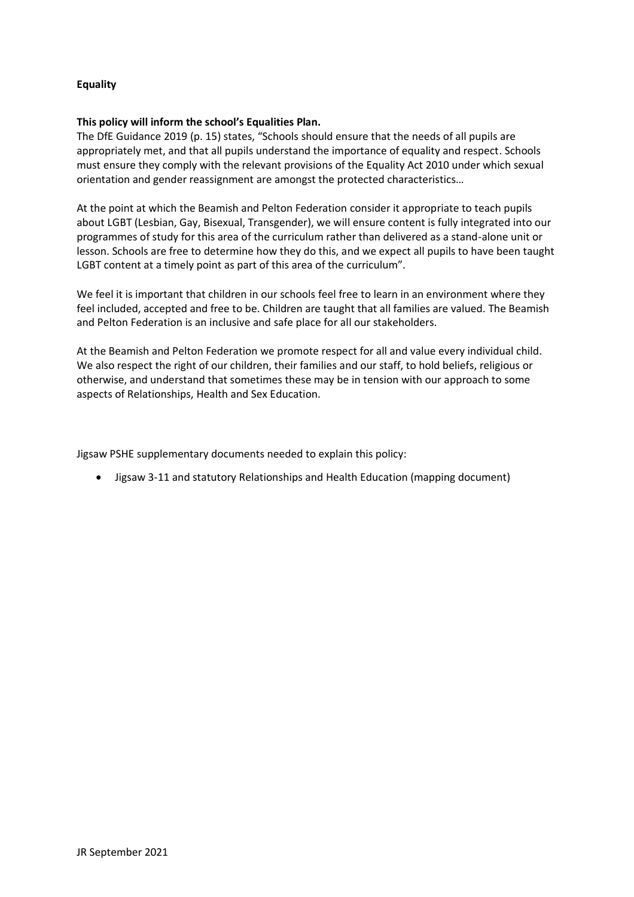**Equality**

**This policy will inform the school's Equalities Plan.**

The DfE Guidance 2019 (p. 15) states, "Schools should ensure that the needs of all pupils are appropriately met, and that all pupils understand the importance of equality and respect. Schools must ensure they comply with the relevant provisions of the Equality Act 2010 under which sexual orientation and gender reassignment are amongst the protected characteristics…

At the point at which the Beamish and Pelton Federation consider it appropriate to teach pupils about LGBT (Lesbian, Gay, Bisexual, Transgender), we will ensure content is fully integrated into our programmes of study for this area of the curriculum rather than delivered as a stand-alone unit or lesson. Schools are free to determine how they do this, and we expect all pupils to have been taught LGBT content at a timely point as part of this area of the curriculum".

We feel it is important that children in our schools feel free to learn in an environment where they feel included, accepted and free to be. Children are taught that all families are valued. The Beamish and Pelton Federation is an inclusive and safe place for all our stakeholders.

At the Beamish and Pelton Federation we promote respect for all and value every individual child. We also respect the right of our children, their families and our staff, to hold beliefs, religious or otherwise, and understand that sometimes these may be in tension with our approach to some aspects of Relationships, Health and Sex Education.

Jigsaw PSHE supplementary documents needed to explain this policy:

- Jigsaw 3-11 and statutory Relationships and Health Education (mapping document)

JR September 2021